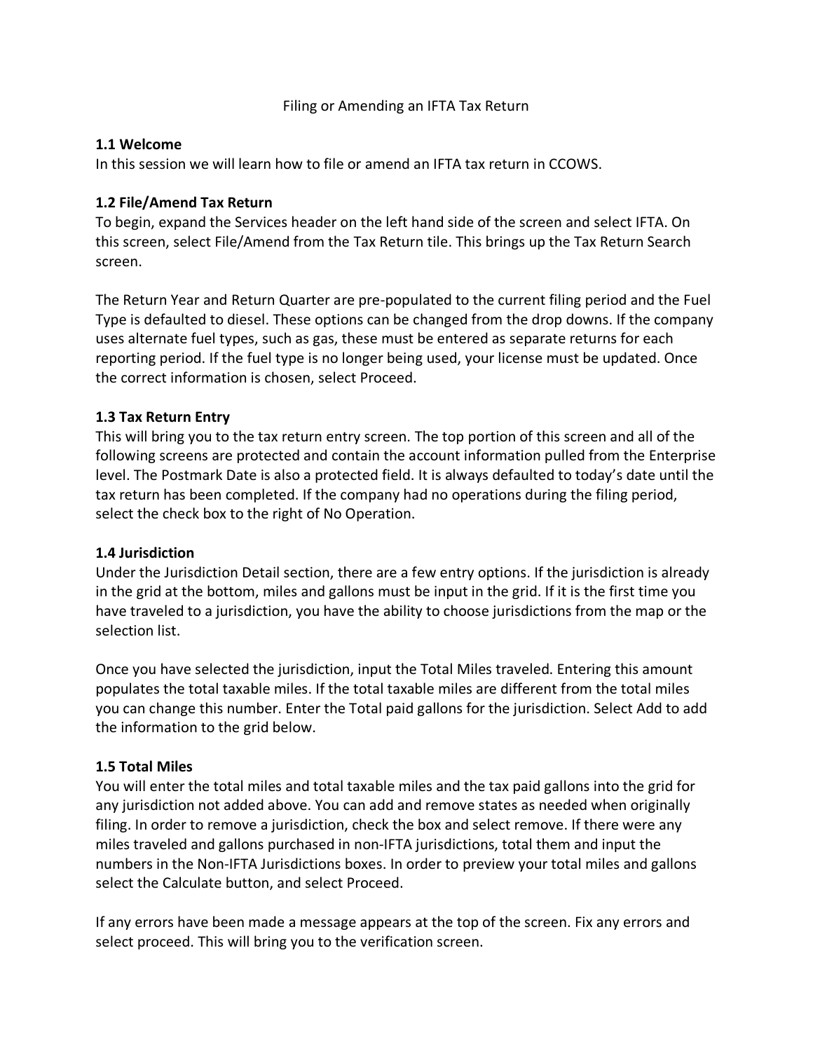# Filing or Amending an IFTA Tax Return

## 1.1 Welcome

In this session we will learn how to file or amend an IFTA tax return in CCOWS.

## 1.2 File/Amend Tax Return

To begin, expand the Services header on the left hand side of the screen and select IFTA. On this screen, select File/Amend from the Tax Return tile. This brings up the Tax Return Search screen.

The Return Year and Return Quarter are pre-populated to the current filing period and the Fuel Type is defaulted to diesel. These options can be changed from the drop downs. If the company uses alternate fuel types, such as gas, these must be entered as separate returns for each reporting period. If the fuel type is no longer being used, your license must be updated. Once the correct information is chosen, select Proceed.

## 1.3 Tax Return Entry

This will bring you to the tax return entry screen. The top portion of this screen and all of the following screens are protected and contain the account information pulled from the Enterprise level. The Postmark Date is also a protected field. It is always defaulted to today's date until the tax return has been completed. If the company had no operations during the filing period, select the check box to the right of No Operation.

## 1.4 Jurisdiction

Under the Jurisdiction Detail section, there are a few entry options. If the jurisdiction is already in the grid at the bottom, miles and gallons must be input in the grid. If it is the first time you have traveled to a jurisdiction, you have the ability to choose jurisdictions from the map or the selection list.

Once you have selected the jurisdiction, input the Total Miles traveled. Entering this amount populates the total taxable miles. If the total taxable miles are different from the total miles you can change this number. Enter the Total paid gallons for the jurisdiction. Select Add to add the information to the grid below.

## 1.5 Total Miles

You will enter the total miles and total taxable miles and the tax paid gallons into the grid for any jurisdiction not added above. You can add and remove states as needed when originally filing. In order to remove a jurisdiction, check the box and select remove. If there were any miles traveled and gallons purchased in non-IFTA jurisdictions, total them and input the numbers in the Non-IFTA Jurisdictions boxes. In order to preview your total miles and gallons select the Calculate button, and select Proceed.

If any errors have been made a message appears at the top of the screen. Fix any errors and select proceed. This will bring you to the verification screen.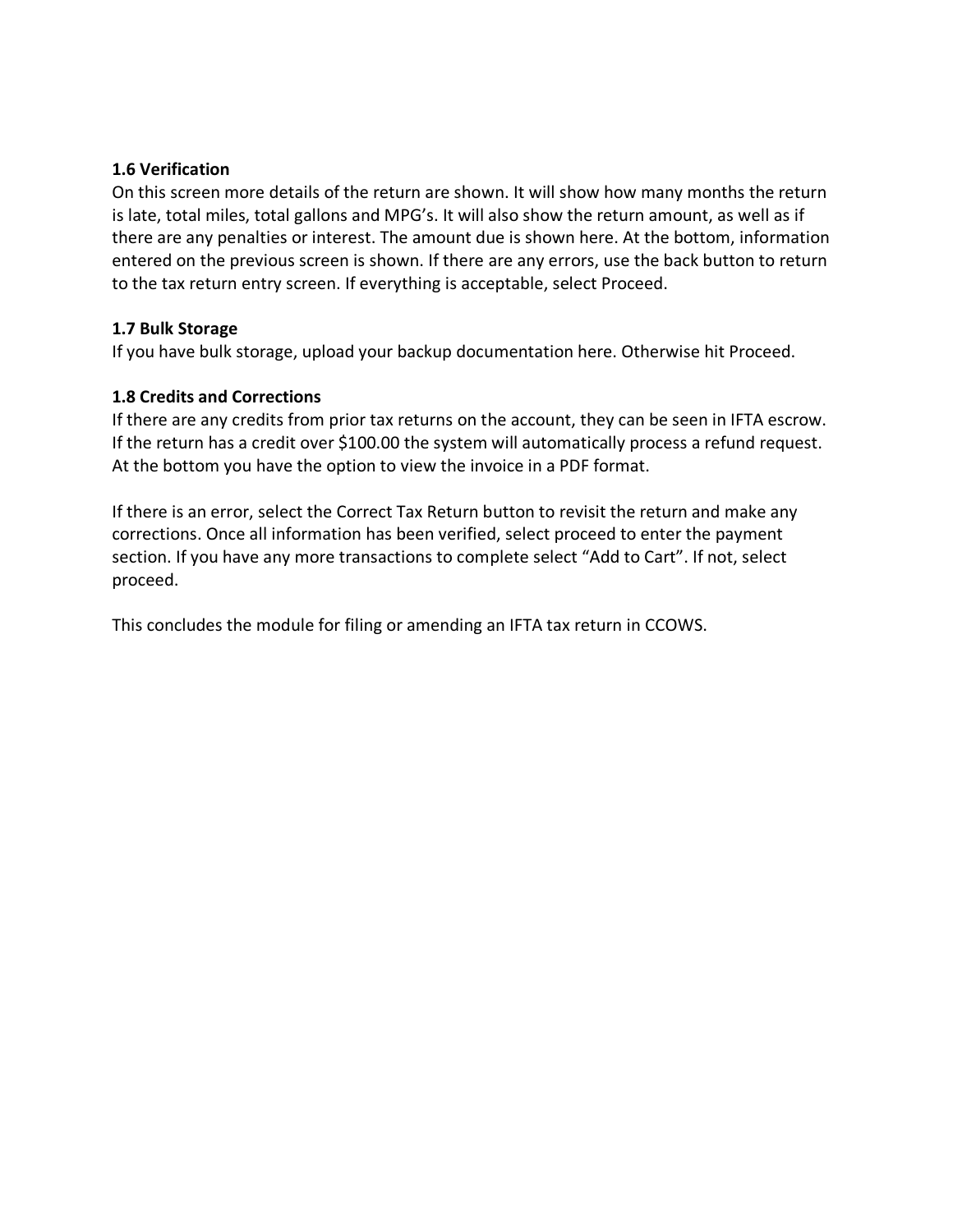### 1.6 Verification

On this screen more details of the return are shown. It will show how many months the return is late, total miles, total gallons and MPG's. It will also show the return amount, as well as if there are any penalties or interest. The amount due is shown here. At the bottom, information entered on the previous screen is shown. If there are any errors, use the back button to return to the tax return entry screen. If everything is acceptable, select Proceed.

### 1.7 Bulk Storage

If you have bulk storage, upload your backup documentation here. Otherwise hit Proceed.

### 1.8 Credits and Corrections

If there are any credits from prior tax returns on the account, they can be seen in IFTA escrow. If the return has a credit over $100.00 the system will automatically process a refund request. At the bottom you have the option to view the invoice in a PDF format.

If there is an error, select the Correct Tax Return button to revisit the return and make any corrections. Once all information has been verified, select proceed to enter the payment section. If you have any more transactions to complete select "Add to Cart". If not, select proceed.

This concludes the module for filing or amending an IFTA tax return in CCOWS.